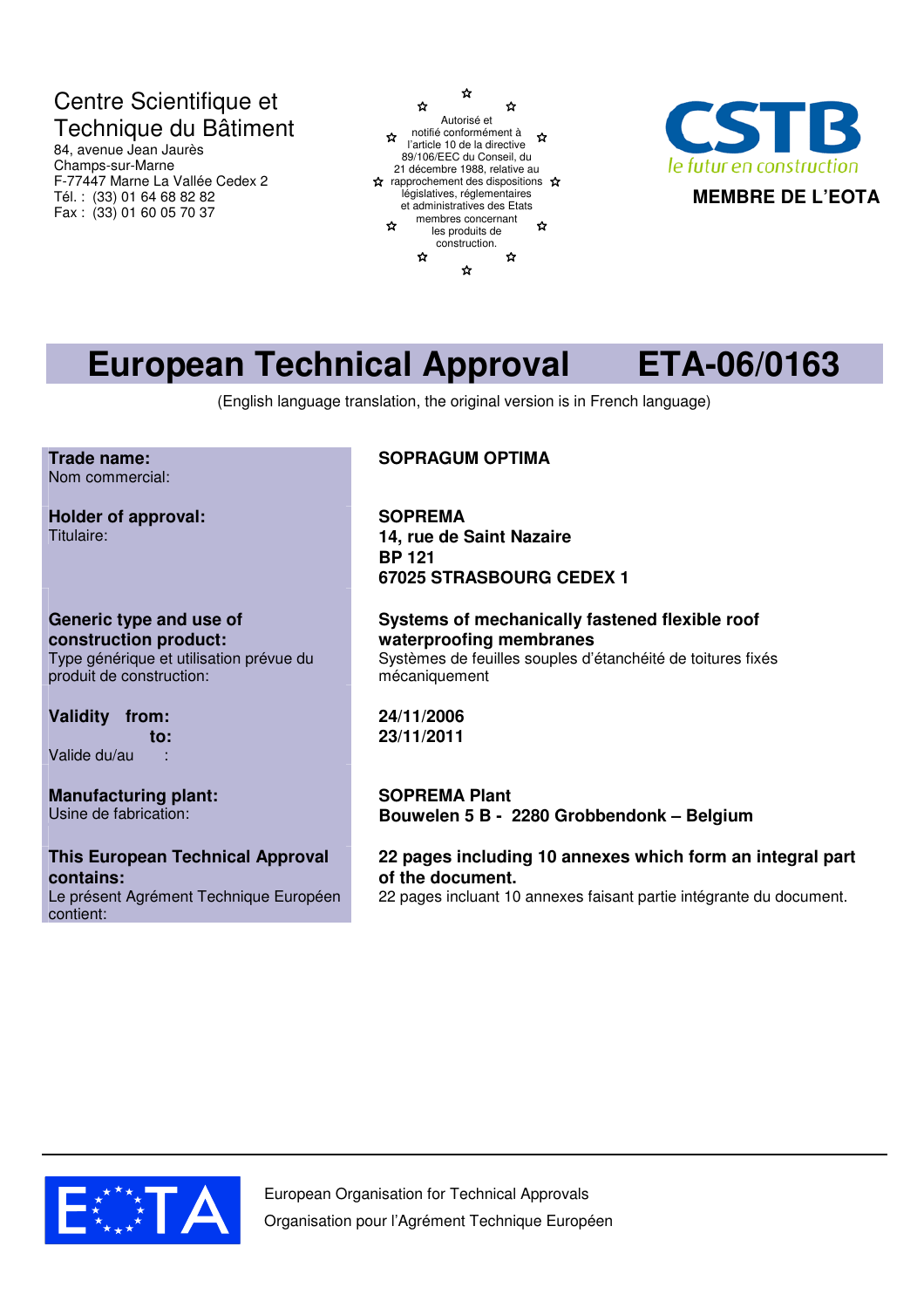Centre Scientifique et Technique du Bâtiment
84, avenue Jean Jaurès
Champs-sur-Marne
F-77447 Marne La Vallée Cedex 2
Tél. : (33) 01 64 68 82 82
Fax : (33) 01 60 05 70 37

Autorisé et notifié conformément à l'article 10 de la directive 89/106/EEC du Conseil, du 21 décembre 1988, relative au rapprochement des dispositions législatives, réglementaires et administratives des Etats membres concernant les produits de construction.

CSTB
le futur en construction
**MEMBRE DE L'EOTA**

# European Technical Approval ETA-06/0163

(English language translation, the original version is in French language)

| | |
|---|---|
| **Trade name:**<br>Nom commercial: | **SOPRAGUM OPTIMA** |
| **Holder of approval:**<br>Titulaire: | **SOPREMA**<br>**14, rue de Saint Nazaire**<br>**BP 121**<br>**67025 STRASBOURG CEDEX 1** |
| **Generic type and use of construction product:**<br>Type générique et utilisation prévue du produit de construction: | **Systems of mechanically fastened flexible roof waterproofing membranes**<br>Systèmes de feuilles souples d'étanchéité de toitures fixés mécaniquement |
| **Validity from:**<br>**to:**<br>Valide du/au : | **24/11/2006**<br>**23/11/2011** |
| **Manufacturing plant:**<br>Usine de fabrication: | **SOPREMA Plant**<br>**Bouwelen 5 B - 2280 Grobbendonk – Belgium** |
| **This European Technical Approval contains:**<br>Le présent Agrément Technique Européen contient: | **22 pages including 10 annexes which form an integral part of the document.**<br>22 pages incluant 10 annexes faisant partie intégrante du document. |

EOTA
European Organisation for Technical Approvals
Organisation pour l'Agrément Technique Européen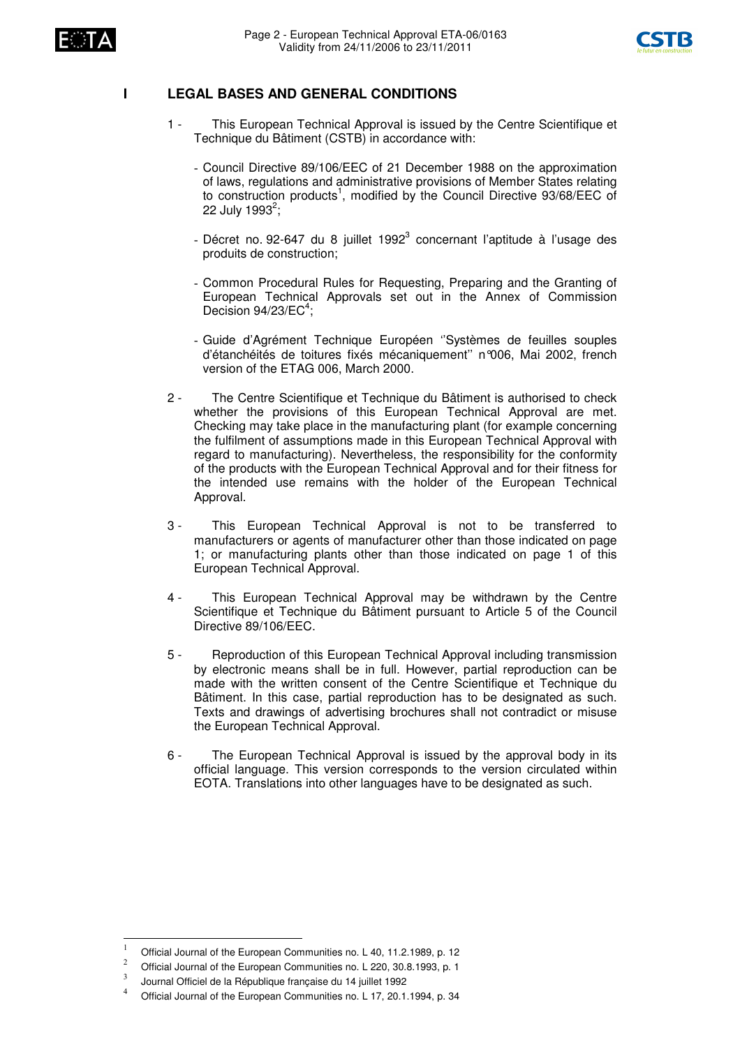# I LEGAL BASES AND GENERAL CONDITIONS

1 - This European Technical Approval is issued by the Centre Scientifique et Technique du Bâtiment (CSTB) in accordance with:

- Council Directive 89/106/EEC of 21 December 1988 on the approximation of laws, regulations and administrative provisions of Member States relating to construction products[1], modified by the Council Directive 93/68/EEC of 22 July 1993[2];
- Décret no. 92-647 du 8 juillet 1992[3] concernant l'aptitude à l'usage des produits de construction;
- Common Procedural Rules for Requesting, Preparing and the Granting of European Technical Approvals set out in the Annex of Commission Decision 94/23/EC[4];
- Guide d'Agrément Technique Européen ''Systèmes de feuilles souples d'étanchéités de toitures fixés mécaniquement'' n°006, Mai 2002, french version of the ETAG 006, March 2000.

2 - The Centre Scientifique et Technique du Bâtiment is authorised to check whether the provisions of this European Technical Approval are met. Checking may take place in the manufacturing plant (for example concerning the fulfilment of assumptions made in this European Technical Approval with regard to manufacturing). Nevertheless, the responsibility for the conformity of the products with the European Technical Approval and for their fitness for the intended use remains with the holder of the European Technical Approval.

3 - This European Technical Approval is not to be transferred to manufacturers or agents of manufacturer other than those indicated on page 1; or manufacturing plants other than those indicated on page 1 of this European Technical Approval.

4 - This European Technical Approval may be withdrawn by the Centre Scientifique et Technique du Bâtiment pursuant to Article 5 of the Council Directive 89/106/EEC.

5 - Reproduction of this European Technical Approval including transmission by electronic means shall be in full. However, partial reproduction can be made with the written consent of the Centre Scientifique et Technique du Bâtiment. In this case, partial reproduction has to be designated as such. Texts and drawings of advertising brochures shall not contradict or misuse the European Technical Approval.

6 - The European Technical Approval is issued by the approval body in its official language. This version corresponds to the version circulated within EOTA. Translations into other languages have to be designated as such.

---

[1] Official Journal of the European Communities no. L 40, 11.2.1989, p. 12

[2] Official Journal of the European Communities no. L 220, 30.8.1993, p. 1

[3] Journal Officiel de la République française du 14 juillet 1992

[4] Official Journal of the European Communities no. L 17, 20.1.1994, p. 34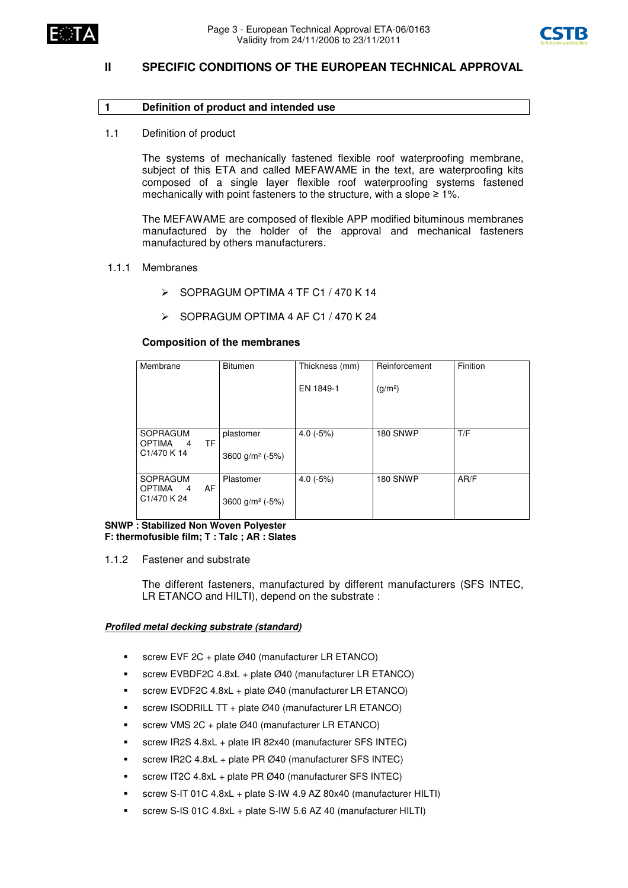## II SPECIFIC CONDITIONS OF THE EUROPEAN TECHNICAL APPROVAL

### 1 Definition of product and intended use

#### 1.1 Definition of product

The systems of mechanically fastened flexible roof waterproofing membrane, subject of this ETA and called MEFAWAME in the text, are waterproofing kits composed of a single layer flexible roof waterproofing systems fastened mechanically with point fasteners to the structure, with a slope ≥ 1%.

The MEFAWAME are composed of flexible APP modified bituminous membranes manufactured by the holder of the approval and mechanical fasteners manufactured by others manufacturers.

#### 1.1.1 Membranes

- SOPRAGUM OPTIMA 4 TF C1 / 470 K 14
- SOPRAGUM OPTIMA 4 AF C1 / 470 K 24

**Composition of the membranes**

| Membrane | Bitumen | Thickness (mm) EN 1849-1 | Reinforcement (g/m²) | Finition |
|---|---|---|---|---|
| SOPRAGUM OPTIMA 4 TF C1/470 K 14 | plastomer 3600 g/m² (-5%) | 4.0 (-5%) | 180 SNWP | T/F |
| SOPRAGUM OPTIMA 4 AF C1/470 K 24 | Plastomer 3600 g/m² (-5%) | 4.0 (-5%) | 180 SNWP | AR/F |

**SNWP : Stabilized Non Woven Polyester**
**F: thermofusible film; T : Talc ; AR : Slates**

#### 1.1.2 Fastener and substrate

The different fasteners, manufactured by different manufacturers (SFS INTEC, LR ETANCO and HILTI), depend on the substrate :

***Profiled metal decking substrate (standard)***

- screw EVF 2C + plate Ø40 (manufacturer LR ETANCO)
- screw EVBDF2C 4.8xL + plate Ø40 (manufacturer LR ETANCO)
- screw EVDF2C 4.8xL + plate Ø40 (manufacturer LR ETANCO)
- screw ISODRILL TT + plate Ø40 (manufacturer LR ETANCO)
- screw VMS 2C + plate Ø40 (manufacturer LR ETANCO)
- screw IR2S 4.8xL + plate IR 82x40 (manufacturer SFS INTEC)
- screw IR2C 4.8xL + plate PR Ø40 (manufacturer SFS INTEC)
- screw IT2C 4.8xL + plate PR Ø40 (manufacturer SFS INTEC)
- screw S-IT 01C 4.8xL + plate S-IW 4.9 AZ 80x40 (manufacturer HILTI)
- screw S-IS 01C 4.8xL + plate S-IW 5.6 AZ 40 (manufacturer HILTI)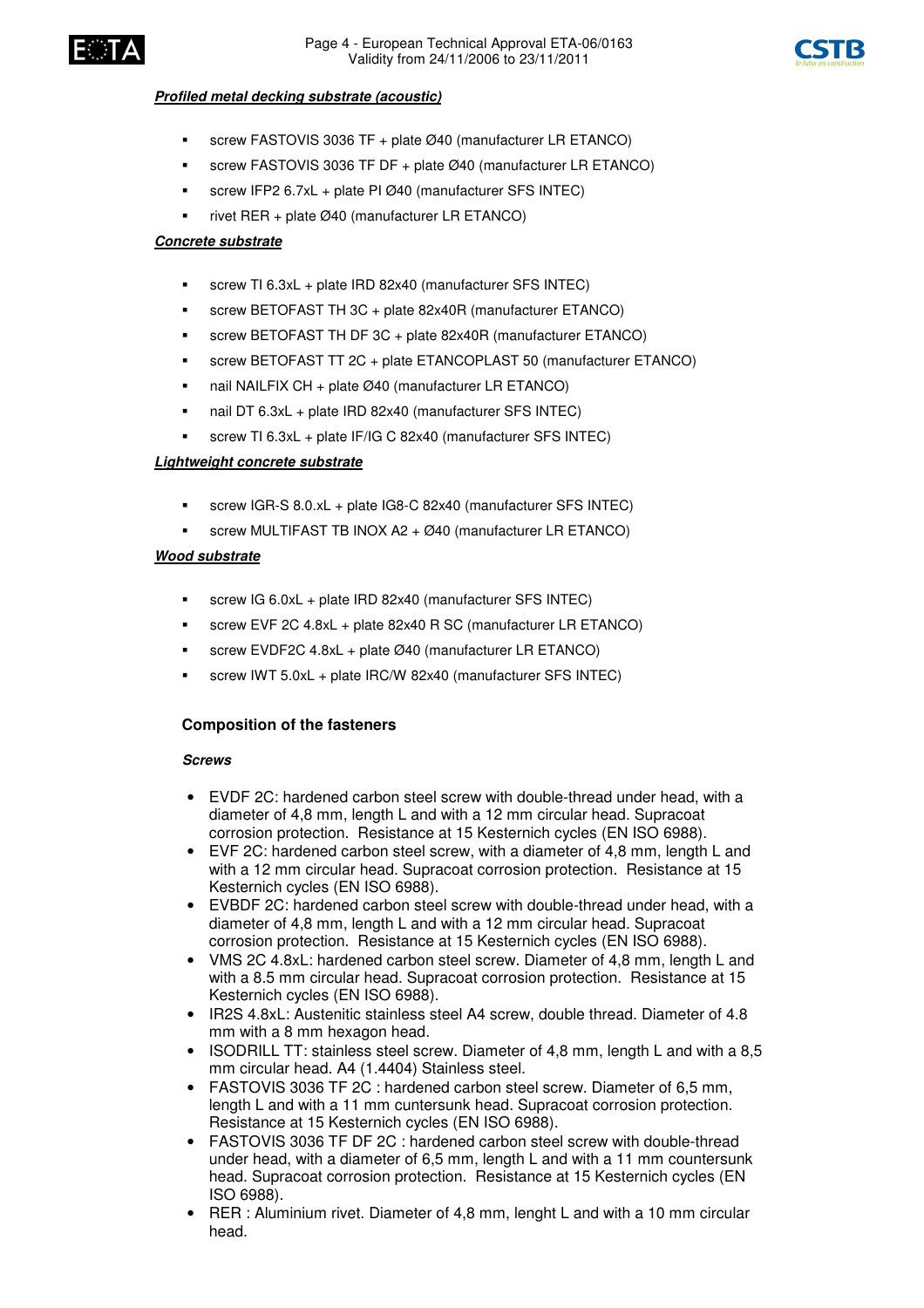***Profiled metal decking substrate (acoustic)***

- screw FASTOVIS 3036 TF + plate Ø40 (manufacturer LR ETANCO)
- screw FASTOVIS 3036 TF DF + plate Ø40 (manufacturer LR ETANCO)
- screw IFP2 6.7xL + plate PI Ø40 (manufacturer SFS INTEC)
- rivet RER + plate Ø40 (manufacturer LR ETANCO)

***Concrete substrate***

- screw TI 6.3xL + plate IRD 82x40 (manufacturer SFS INTEC)
- screw BETOFAST TH 3C + plate 82x40R (manufacturer ETANCO)
- screw BETOFAST TH DF 3C + plate 82x40R (manufacturer ETANCO)
- screw BETOFAST TT 2C + plate ETANCOPLAST 50 (manufacturer ETANCO)
- nail NAILFIX CH + plate Ø40 (manufacturer LR ETANCO)
- nail DT 6.3xL + plate IRD 82x40 (manufacturer SFS INTEC)
- screw TI 6.3xL + plate IF/IG C 82x40 (manufacturer SFS INTEC)

***Lightweight concrete substrate***

- screw IGR-S 8.0.xL + plate IG8-C 82x40 (manufacturer SFS INTEC)
- screw MULTIFAST TB INOX A2 + Ø40 (manufacturer LR ETANCO)

***Wood substrate***

- screw IG 6.0xL + plate IRD 82x40 (manufacturer SFS INTEC)
- screw EVF 2C 4.8xL + plate 82x40 R SC (manufacturer LR ETANCO)
- screw EVDF2C 4.8xL + plate Ø40 (manufacturer LR ETANCO)
- screw IWT 5.0xL + plate IRC/W 82x40 (manufacturer SFS INTEC)

### Composition of the fasteners

***Screws***

- EVDF 2C: hardened carbon steel screw with double-thread under head, with a diameter of 4,8 mm, length L and with a 12 mm circular head. Supracoat corrosion protection. Resistance at 15 Kesternich cycles (EN ISO 6988).
- EVF 2C: hardened carbon steel screw, with a diameter of 4,8 mm, length L and with a 12 mm circular head. Supracoat corrosion protection. Resistance at 15 Kesternich cycles (EN ISO 6988).
- EVBDF 2C: hardened carbon steel screw with double-thread under head, with a diameter of 4,8 mm, length L and with a 12 mm circular head. Supracoat corrosion protection. Resistance at 15 Kesternich cycles (EN ISO 6988).
- VMS 2C 4.8xL: hardened carbon steel screw. Diameter of 4,8 mm, length L and with a 8.5 mm circular head. Supracoat corrosion protection. Resistance at 15 Kesternich cycles (EN ISO 6988).
- IR2S 4.8xL: Austenitic stainless steel A4 screw, double thread. Diameter of 4.8 mm with a 8 mm hexagon head.
- ISODRILL TT: stainless steel screw. Diameter of 4,8 mm, length L and with a 8,5 mm circular head. A4 (1.4404) Stainless steel.
- FASTOVIS 3036 TF 2C : hardened carbon steel screw. Diameter of 6,5 mm, length L and with a 11 mm cuntersunk head. Supracoat corrosion protection. Resistance at 15 Kesternich cycles (EN ISO 6988).
- FASTOVIS 3036 TF DF 2C : hardened carbon steel screw with double-thread under head, with a diameter of 6,5 mm, length L and with a 11 mm countersunk head. Supracoat corrosion protection. Resistance at 15 Kesternich cycles (EN ISO 6988).
- RER : Aluminium rivet. Diameter of 4,8 mm, lenght L and with a 10 mm circular head.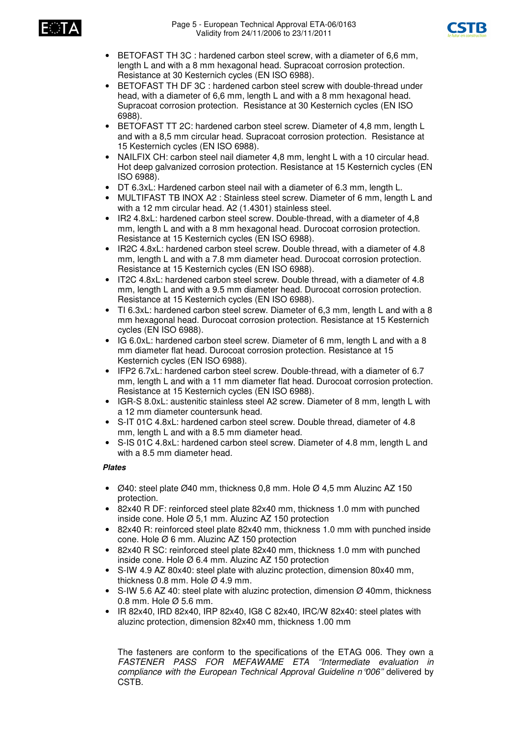- BETOFAST TH 3C : hardened carbon steel screw, with a diameter of 6,6 mm, length L and with a 8 mm hexagonal head. Supracoat corrosion protection. Resistance at 30 Kesternich cycles (EN ISO 6988).
- BETOFAST TH DF 3C : hardened carbon steel screw with double-thread under head, with a diameter of 6,6 mm, length L and with a 8 mm hexagonal head. Supracoat corrosion protection. Resistance at 30 Kesternich cycles (EN ISO 6988).
- BETOFAST TT 2C: hardened carbon steel screw. Diameter of 4,8 mm, length L and with a 8,5 mm circular head. Supracoat corrosion protection. Resistance at 15 Kesternich cycles (EN ISO 6988).
- NAILFIX CH: carbon steel nail diameter 4,8 mm, lenght L with a 10 circular head. Hot deep galvanized corrosion protection. Resistance at 15 Kesternich cycles (EN ISO 6988).
- DT 6.3xL: Hardened carbon steel nail with a diameter of 6.3 mm, length L.
- MULTIFAST TB INOX A2 : Stainless steel screw. Diameter of 6 mm, length L and with a 12 mm circular head. A2 (1.4301) stainless steel.
- IR2 4.8xL: hardened carbon steel screw. Double-thread, with a diameter of 4,8 mm, length L and with a 8 mm hexagonal head. Durocoat corrosion protection. Resistance at 15 Kesternich cycles (EN ISO 6988).
- IR2C 4.8xL: hardened carbon steel screw. Double thread, with a diameter of 4.8 mm, length L and with a 7.8 mm diameter head. Durocoat corrosion protection. Resistance at 15 Kesternich cycles (EN ISO 6988).
- IT2C 4.8xL: hardened carbon steel screw. Double thread, with a diameter of 4.8 mm, length L and with a 9.5 mm diameter head. Durocoat corrosion protection. Resistance at 15 Kesternich cycles (EN ISO 6988).
- TI 6.3xL: hardened carbon steel screw. Diameter of 6,3 mm, length L and with a 8 mm hexagonal head. Durocoat corrosion protection. Resistance at 15 Kesternich cycles (EN ISO 6988).
- IG 6.0xL: hardened carbon steel screw. Diameter of 6 mm, length L and with a 8 mm diameter flat head. Durocoat corrosion protection. Resistance at 15 Kesternich cycles (EN ISO 6988).
- IFP2 6.7xL: hardened carbon steel screw. Double-thread, with a diameter of 6.7 mm, length L and with a 11 mm diameter flat head. Durocoat corrosion protection. Resistance at 15 Kesternich cycles (EN ISO 6988).
- IGR-S 8.0xL: austenitic stainless steel A2 screw. Diameter of 8 mm, length L with a 12 mm diameter countersunk head.
- S-IT 01C 4.8xL: hardened carbon steel screw. Double thread, diameter of 4.8 mm, length L and with a 8.5 mm diameter head.
- S-IS 01C 4.8xL: hardened carbon steel screw. Diameter of 4.8 mm, length L and with a 8.5 mm diameter head.

***Plates***

- Ø40: steel plate Ø40 mm, thickness 0,8 mm. Hole Ø 4,5 mm Aluzinc AZ 150 protection.
- 82x40 R DF: reinforced steel plate 82x40 mm, thickness 1.0 mm with punched inside cone. Hole Ø 5,1 mm. Aluzinc AZ 150 protection
- 82x40 R: reinforced steel plate 82x40 mm, thickness 1.0 mm with punched inside cone. Hole Ø 6 mm. Aluzinc AZ 150 protection
- 82x40 R SC: reinforced steel plate 82x40 mm, thickness 1.0 mm with punched inside cone. Hole Ø 6.4 mm. Aluzinc AZ 150 protection
- S-IW 4.9 AZ 80x40: steel plate with aluzinc protection, dimension 80x40 mm, thickness 0.8 mm. Hole Ø 4.9 mm.
- S-IW 5.6 AZ 40: steel plate with aluzinc protection, dimension Ø 40mm, thickness 0.8 mm. Hole Ø 5.6 mm.
- IR 82x40, IRD 82x40, IRP 82x40, IG8 C 82x40, IRC/W 82x40: steel plates with aluzinc protection, dimension 82x40 mm, thickness 1.00 mm

The fasteners are conform to the specifications of the ETAG 006. They own a *FASTENER PASS FOR MEFAWAME ETA ''Intermediate evaluation in compliance with the European Technical Approval Guideline n°006''* delivered by CSTB.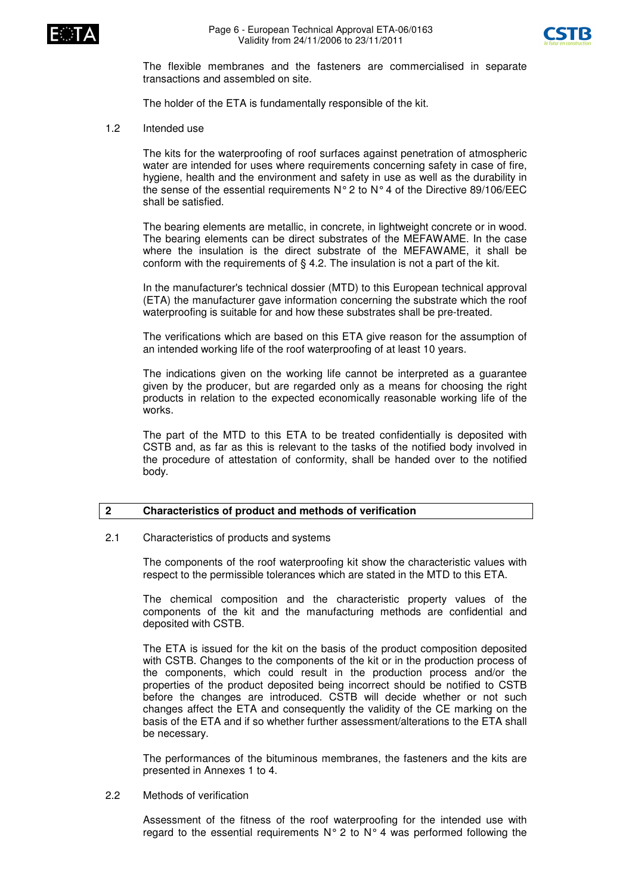The flexible membranes and the fasteners are commercialised in separate transactions and assembled on site.

The holder of the ETA is fundamentally responsible of the kit.

### 1.2 Intended use

The kits for the waterproofing of roof surfaces against penetration of atmospheric water are intended for uses where requirements concerning safety in case of fire, hygiene, health and the environment and safety in use as well as the durability in the sense of the essential requirements N° 2 to N° 4 of the Directive 89/106/EEC shall be satisfied.

The bearing elements are metallic, in concrete, in lightweight concrete or in wood. The bearing elements can be direct substrates of the MEFAWAME. In the case where the insulation is the direct substrate of the MEFAWAME, it shall be conform with the requirements of § 4.2. The insulation is not a part of the kit.

In the manufacturer's technical dossier (MTD) to this European technical approval (ETA) the manufacturer gave information concerning the substrate which the roof waterproofing is suitable for and how these substrates shall be pre-treated.

The verifications which are based on this ETA give reason for the assumption of an intended working life of the roof waterproofing of at least 10 years.

The indications given on the working life cannot be interpreted as a guarantee given by the producer, but are regarded only as a means for choosing the right products in relation to the expected economically reasonable working life of the works.

The part of the MTD to this ETA to be treated confidentially is deposited with CSTB and, as far as this is relevant to the tasks of the notified body involved in the procedure of attestation of conformity, shall be handed over to the notified body.

## 2 Characteristics of product and methods of verification

### 2.1 Characteristics of products and systems

The components of the roof waterproofing kit show the characteristic values with respect to the permissible tolerances which are stated in the MTD to this ETA.

The chemical composition and the characteristic property values of the components of the kit and the manufacturing methods are confidential and deposited with CSTB.

The ETA is issued for the kit on the basis of the product composition deposited with CSTB. Changes to the components of the kit or in the production process of the components, which could result in the production process and/or the properties of the product deposited being incorrect should be notified to CSTB before the changes are introduced. CSTB will decide whether or not such changes affect the ETA and consequently the validity of the CE marking on the basis of the ETA and if so whether further assessment/alterations to the ETA shall be necessary.

The performances of the bituminous membranes, the fasteners and the kits are presented in Annexes 1 to 4.

### 2.2 Methods of verification

Assessment of the fitness of the roof waterproofing for the intended use with regard to the essential requirements N° 2 to N° 4 was performed following the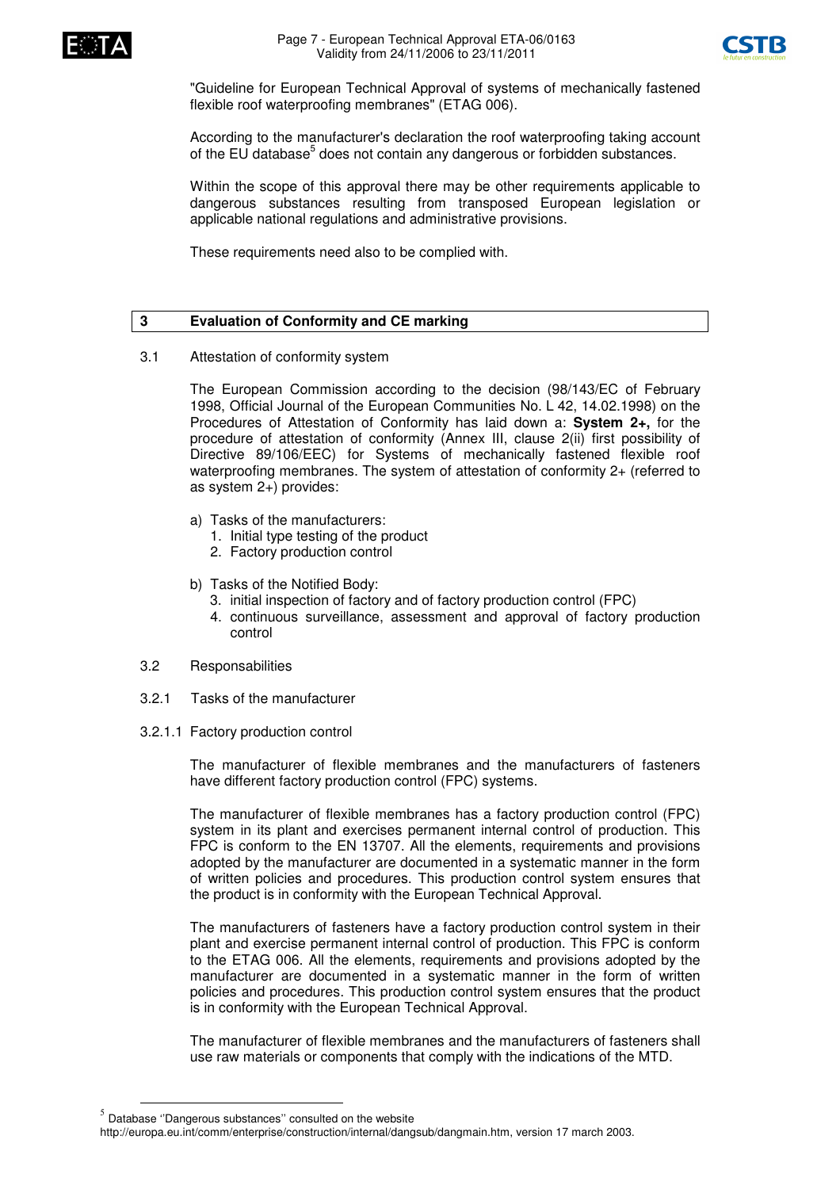"Guideline for European Technical Approval of systems of mechanically fastened flexible roof waterproofing membranes" (ETAG 006).

According to the manufacturer's declaration the roof waterproofing taking account of the EU database[5] does not contain any dangerous or forbidden substances.

Within the scope of this approval there may be other requirements applicable to dangerous substances resulting from transposed European legislation or applicable national regulations and administrative provisions.

These requirements need also to be complied with.

## 3 Evaluation of Conformity and CE marking

### 3.1 Attestation of conformity system

The European Commission according to the decision (98/143/EC of February 1998, Official Journal of the European Communities No. L 42, 14.02.1998) on the Procedures of Attestation of Conformity has laid down a: **System 2+,** for the procedure of attestation of conformity (Annex III, clause 2(ii) first possibility of Directive 89/106/EEC) for Systems of mechanically fastened flexible roof waterproofing membranes. The system of attestation of conformity 2+ (referred to as system 2+) provides:

a) Tasks of the manufacturers:
   1. Initial type testing of the product
   2. Factory production control

b) Tasks of the Notified Body:
   3. initial inspection of factory and of factory production control (FPC)
   4. continuous surveillance, assessment and approval of factory production control

### 3.2 Responsabilities

#### 3.2.1 Tasks of the manufacturer

##### 3.2.1.1 Factory production control

The manufacturer of flexible membranes and the manufacturers of fasteners have different factory production control (FPC) systems.

The manufacturer of flexible membranes has a factory production control (FPC) system in its plant and exercises permanent internal control of production. This FPC is conform to the EN 13707. All the elements, requirements and provisions adopted by the manufacturer are documented in a systematic manner in the form of written policies and procedures. This production control system ensures that the product is in conformity with the European Technical Approval.

The manufacturers of fasteners have a factory production control system in their plant and exercise permanent internal control of production. This FPC is conform to the ETAG 006. All the elements, requirements and provisions adopted by the manufacturer are documented in a systematic manner in the form of written policies and procedures. This production control system ensures that the product is in conformity with the European Technical Approval.

The manufacturer of flexible membranes and the manufacturers of fasteners shall use raw materials or components that comply with the indications of the MTD.

---

[5] Database ''Dangerous substances'' consulted on the website http://europa.eu.int/comm/enterprise/construction/internal/dangsub/dangmain.htm, version 17 march 2003.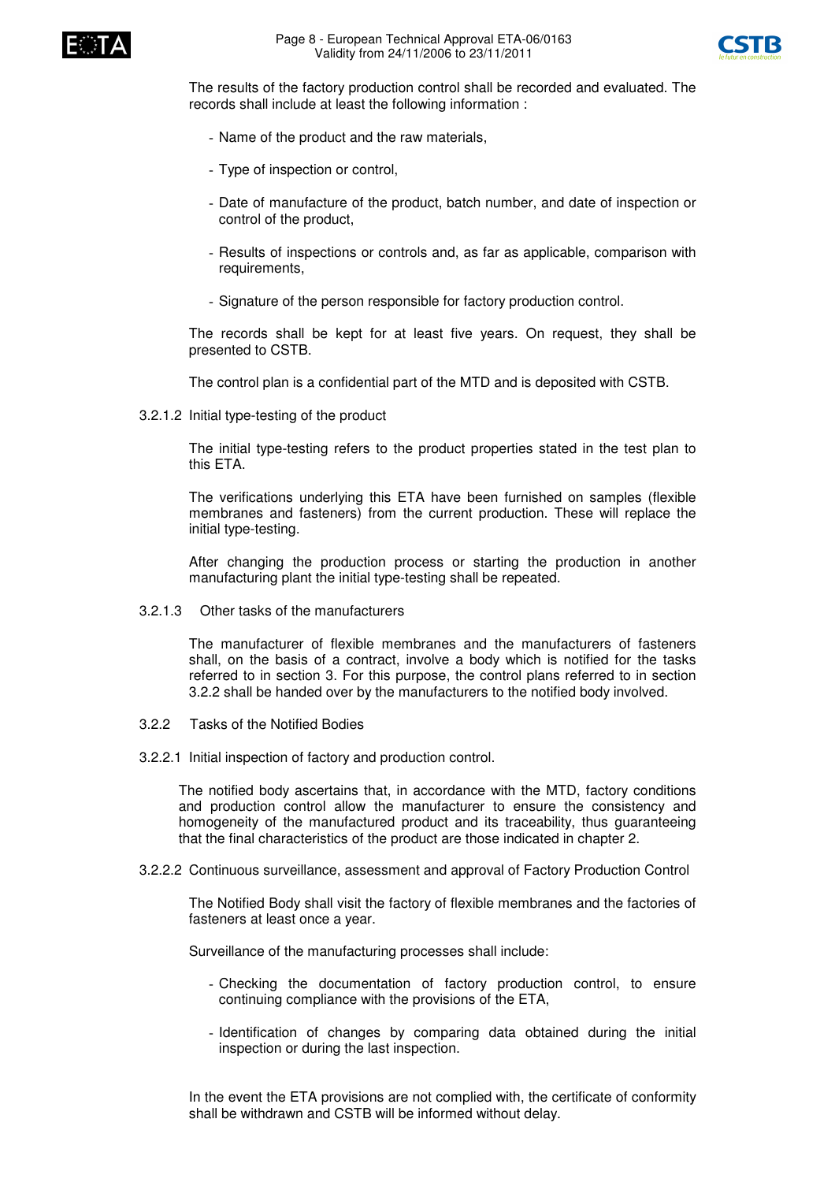The results of the factory production control shall be recorded and evaluated. The records shall include at least the following information :

- Name of the product and the raw materials,
- Type of inspection or control,
- Date of manufacture of the product, batch number, and date of inspection or control of the product,
- Results of inspections or controls and, as far as applicable, comparison with requirements,
- Signature of the person responsible for factory production control.

The records shall be kept for at least five years. On request, they shall be presented to CSTB.

The control plan is a confidential part of the MTD and is deposited with CSTB.

#### 3.2.1.2 Initial type-testing of the product

The initial type-testing refers to the product properties stated in the test plan to this ETA.

The verifications underlying this ETA have been furnished on samples (flexible membranes and fasteners) from the current production. These will replace the initial type-testing.

After changing the production process or starting the production in another manufacturing plant the initial type-testing shall be repeated.

#### 3.2.1.3 Other tasks of the manufacturers

The manufacturer of flexible membranes and the manufacturers of fasteners shall, on the basis of a contract, involve a body which is notified for the tasks referred to in section 3. For this purpose, the control plans referred to in section 3.2.2 shall be handed over by the manufacturers to the notified body involved.

### 3.2.2 Tasks of the Notified Bodies

#### 3.2.2.1 Initial inspection of factory and production control.

The notified body ascertains that, in accordance with the MTD, factory conditions and production control allow the manufacturer to ensure the consistency and homogeneity of the manufactured product and its traceability, thus guaranteeing that the final characteristics of the product are those indicated in chapter 2.

#### 3.2.2.2 Continuous surveillance, assessment and approval of Factory Production Control

The Notified Body shall visit the factory of flexible membranes and the factories of fasteners at least once a year.

Surveillance of the manufacturing processes shall include:

- Checking the documentation of factory production control, to ensure continuing compliance with the provisions of the ETA,
- Identification of changes by comparing data obtained during the initial inspection or during the last inspection.

In the event the ETA provisions are not complied with, the certificate of conformity shall be withdrawn and CSTB will be informed without delay.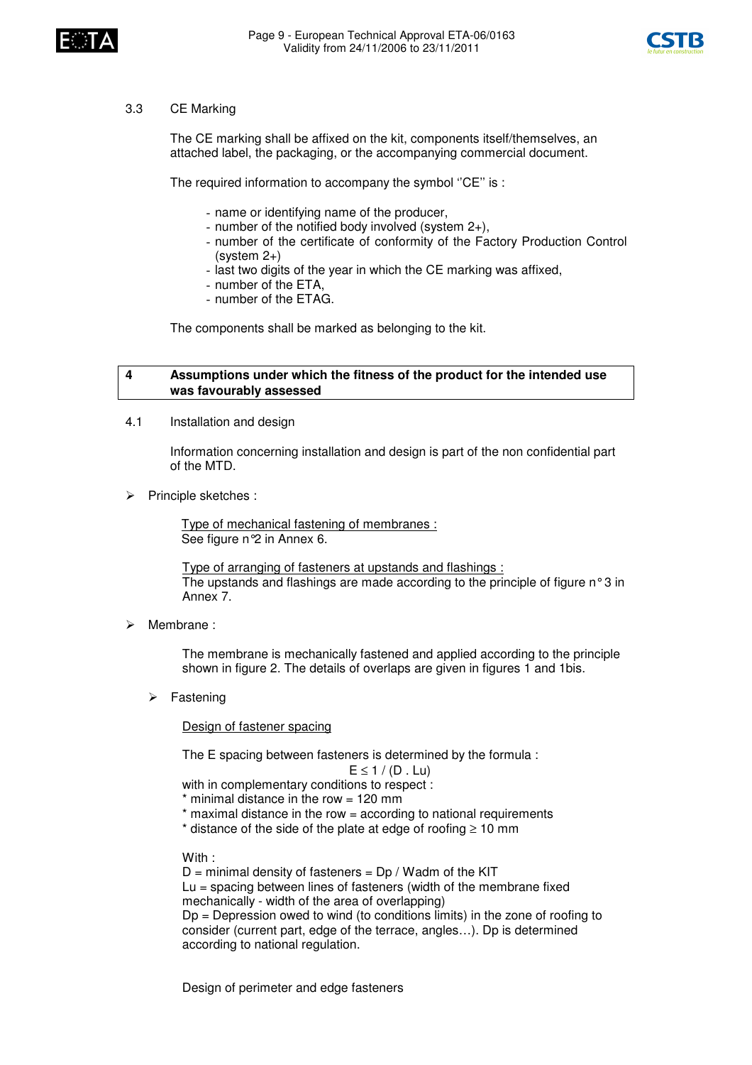## 3.3 CE Marking

The CE marking shall be affixed on the kit, components itself/themselves, an attached label, the packaging, or the accompanying commercial document.

The required information to accompany the symbol ''CE'' is :

- name or identifying name of the producer,
- number of the notified body involved (system 2+),
- number of the certificate of conformity of the Factory Production Control (system 2+)
- last two digits of the year in which the CE marking was affixed,
- number of the ETA,
- number of the ETAG.

The components shall be marked as belonging to the kit.

# 4 Assumptions under which the fitness of the product for the intended use was favourably assessed

## 4.1 Installation and design

Information concerning installation and design is part of the non confidential part of the MTD.

➢ Principle sketches :

<u>Type of mechanical fastening of membranes :</u>
See figure n°2 in Annex 6.

<u>Type of arranging of fasteners at upstands and flashings :</u>
The upstands and flashings are made according to the principle of figure n° 3 in Annex 7.

➢ Membrane :

The membrane is mechanically fastened and applied according to the principle shown in figure 2. The details of overlaps are given in figures 1 and 1bis.

➢ Fastening

<u>Design of fastener spacing</u>

The E spacing between fasteners is determined by the formula :

$$E \leq 1 / (D \cdot Lu)$$

with in complementary conditions to respect :
* minimal distance in the row = 120 mm
* maximal distance in the row = according to national requirements
* distance of the side of the plate at edge of roofing ≥ 10 mm

With :
D = minimal density of fasteners = Dp / Wadm of the KIT
Lu = spacing between lines of fasteners (width of the membrane fixed mechanically - width of the area of overlapping)
Dp = Depression owed to wind (to conditions limits) in the zone of roofing to consider (current part, edge of the terrace, angles…). Dp is determined according to national regulation.

Design of perimeter and edge fasteners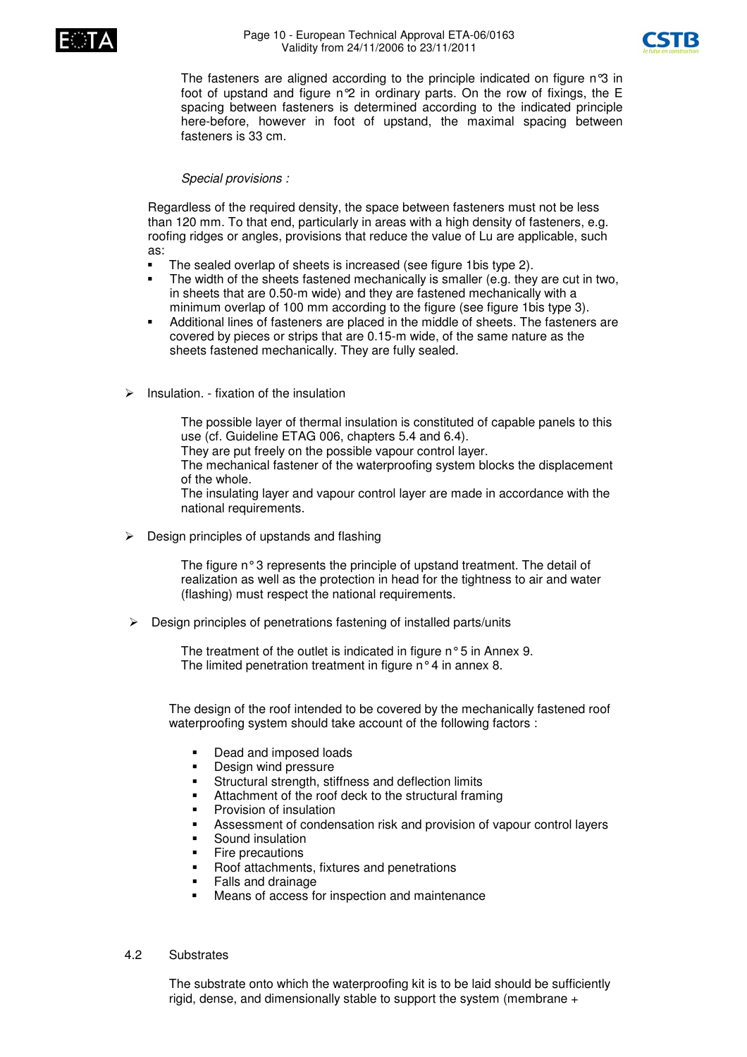The fasteners are aligned according to the principle indicated on figure n°3 in foot of upstand and figure n°2 in ordinary parts. On the row of fixings, the E spacing between fasteners is determined according to the indicated principle here-before, however in foot of upstand, the maximal spacing between fasteners is 33 cm.

*Special provisions :*

Regardless of the required density, the space between fasteners must not be less than 120 mm. To that end, particularly in areas with a high density of fasteners, e.g. roofing ridges or angles, provisions that reduce the value of Lu are applicable, such as:

- The sealed overlap of sheets is increased (see figure 1bis type 2).
- The width of the sheets fastened mechanically is smaller (e.g. they are cut in two, in sheets that are 0.50-m wide) and they are fastened mechanically with a minimum overlap of 100 mm according to the figure (see figure 1bis type 3).
- Additional lines of fasteners are placed in the middle of sheets. The fasteners are covered by pieces or strips that are 0.15-m wide, of the same nature as the sheets fastened mechanically. They are fully sealed.

➢ Insulation. - fixation of the insulation

The possible layer of thermal insulation is constituted of capable panels to this use (cf. Guideline ETAG 006, chapters 5.4 and 6.4).
They are put freely on the possible vapour control layer.
The mechanical fastener of the waterproofing system blocks the displacement of the whole.
The insulating layer and vapour control layer are made in accordance with the national requirements.

➢ Design principles of upstands and flashing

The figure n° 3 represents the principle of upstand treatment. The detail of realization as well as the protection in head for the tightness to air and water (flashing) must respect the national requirements.

➢ Design principles of penetrations fastening of installed parts/units

The treatment of the outlet is indicated in figure n° 5 in Annex 9.
The limited penetration treatment in figure n° 4 in annex 8.

The design of the roof intended to be covered by the mechanically fastened roof waterproofing system should take account of the following factors :

- Dead and imposed loads
- Design wind pressure
- Structural strength, stiffness and deflection limits
- Attachment of the roof deck to the structural framing
- Provision of insulation
- Assessment of condensation risk and provision of vapour control layers
- Sound insulation
- Fire precautions
- Roof attachments, fixtures and penetrations
- Falls and drainage
- Means of access for inspection and maintenance

## 4.2 Substrates

The substrate onto which the waterproofing kit is to be laid should be sufficiently rigid, dense, and dimensionally stable to support the system (membrane +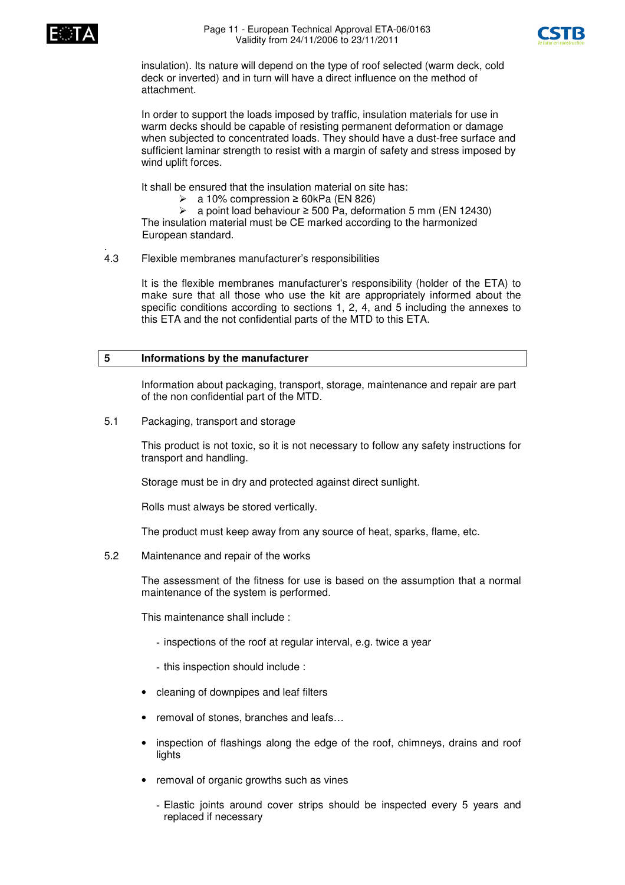insulation). Its nature will depend on the type of roof selected (warm deck, cold deck or inverted) and in turn will have a direct influence on the method of attachment.

In order to support the loads imposed by traffic, insulation materials for use in warm decks should be capable of resisting permanent deformation or damage when subjected to concentrated loads. They should have a dust-free surface and sufficient laminar strength to resist with a margin of safety and stress imposed by wind uplift forces.

It shall be ensured that the insulation material on site has:

- a 10% compression ≥ 60kPa (EN 826)
- a point load behaviour ≥ 500 Pa, deformation 5 mm (EN 12430)

The insulation material must be CE marked according to the harmonized European standard.

### 4.3 Flexible membranes manufacturer's responsibilities

It is the flexible membranes manufacturer's responsibility (holder of the ETA) to make sure that all those who use the kit are appropriately informed about the specific conditions according to sections 1, 2, 4, and 5 including the annexes to this ETA and the not confidential parts of the MTD to this ETA.

## 5 Informations by the manufacturer

Information about packaging, transport, storage, maintenance and repair are part of the non confidential part of the MTD.

### 5.1 Packaging, transport and storage

This product is not toxic, so it is not necessary to follow any safety instructions for transport and handling.

Storage must be in dry and protected against direct sunlight.

Rolls must always be stored vertically.

The product must keep away from any source of heat, sparks, flame, etc.

### 5.2 Maintenance and repair of the works

The assessment of the fitness for use is based on the assumption that a normal maintenance of the system is performed.

This maintenance shall include :

- inspections of the roof at regular interval, e.g. twice a year
- this inspection should include :

- cleaning of downpipes and leaf filters
- removal of stones, branches and leafs…
- inspection of flashings along the edge of the roof, chimneys, drains and roof lights
- removal of organic growths such as vines

- Elastic joints around cover strips should be inspected every 5 years and replaced if necessary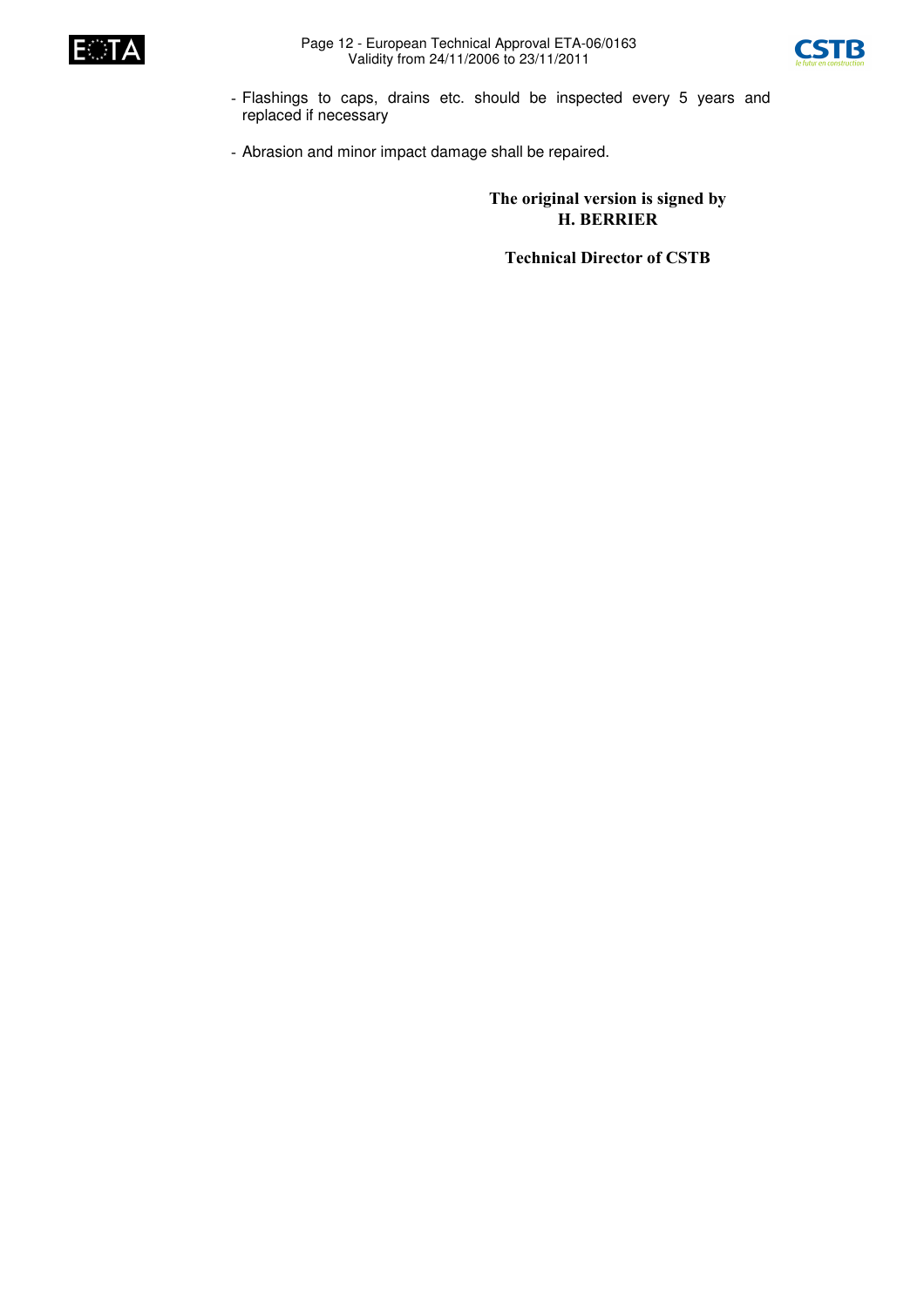- Flashings to caps, drains etc. should be inspected every 5 years and replaced if necessary

- Abrasion and minor impact damage shall be repaired.

**The original version is signed by**
**H. BERRIER**

**Technical Director of CSTB**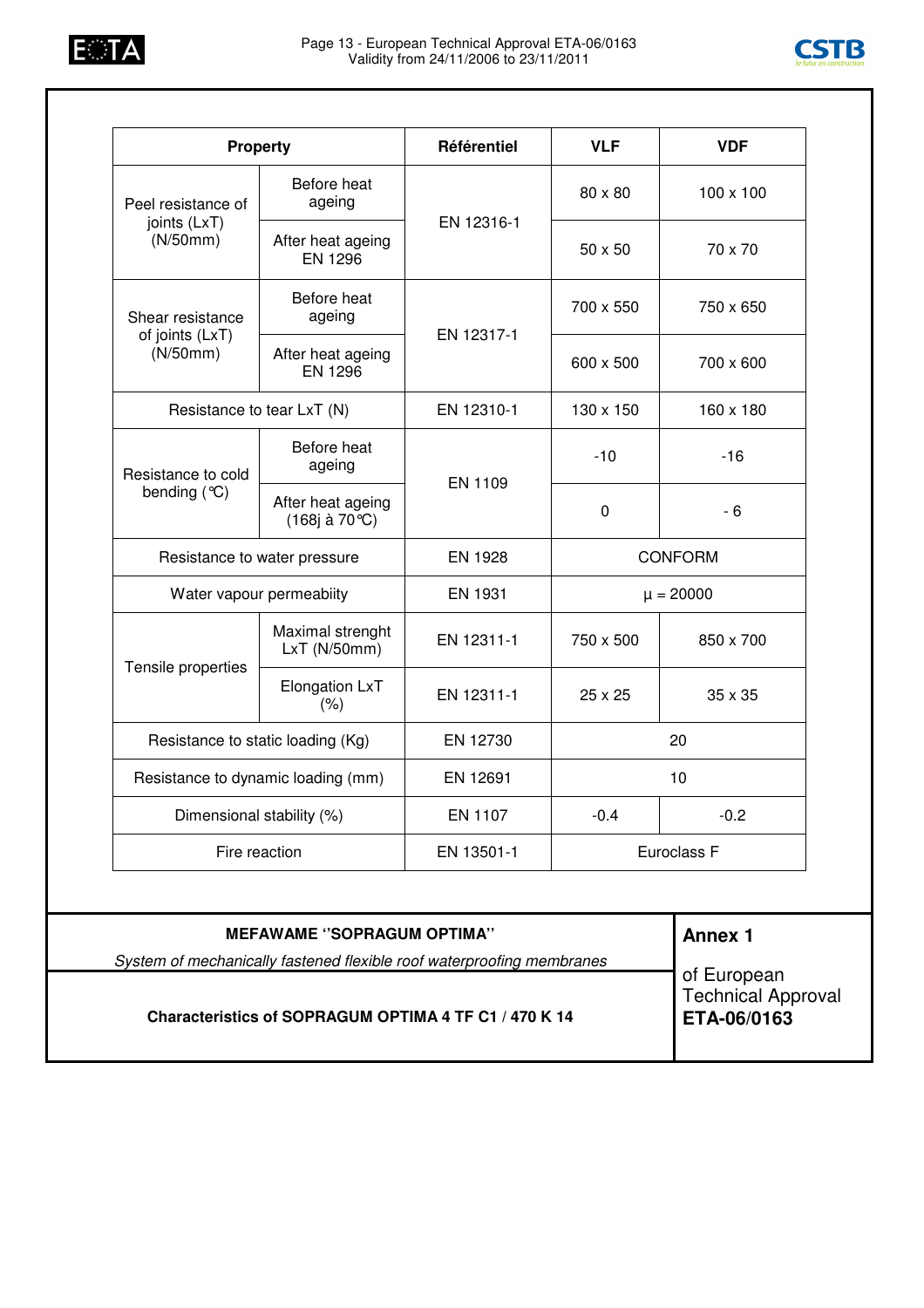| Property | | Référentiel | VLF | VDF |
|---|---|---|---|---|
| Peel resistance of joints (LxT) (N/50mm) | Before heat ageing | EN 12316-1 | 80 x 80 | 100 x 100 |
| | After heat ageing EN 1296 | | 50 x 50 | 70 x 70 |
| Shear resistance of joints (LxT) (N/50mm) | Before heat ageing | EN 12317-1 | 700 x 550 | 750 x 650 |
| | After heat ageing EN 1296 | | 600 x 500 | 700 x 600 |
| Resistance to tear LxT (N) | | EN 12310-1 | 130 x 150 | 160 x 180 |
| Resistance to cold bending (°C) | Before heat ageing | EN 1109 | -10 | -16 |
| | After heat ageing (168j à 70°C) | | 0 | - 6 |
| Resistance to water pressure | | EN 1928 | CONFORM | |
| Water vapour permeabiity | | EN 1931 | μ = 20000 | |
| Tensile properties | Maximal strenght LxT (N/50mm) | EN 12311-1 | 750 x 500 | 850 x 700 |
| | Elongation LxT (%) | EN 12311-1 | 25 x 25 | 35 x 35 |
| Resistance to static loading (Kg) | | EN 12730 | 20 | |
| Resistance to dynamic loading (mm) | | EN 12691 | 10 | |
| Dimensional stability (%) | | EN 1107 | -0.4 | -0.2 |
| Fire reaction | | EN 13501-1 | Euroclass F | |

**MEFAWAME "SOPRAGUM OPTIMA"**

*System of mechanically fastened flexible roof waterproofing membranes*

**Characteristics of SOPRAGUM OPTIMA 4 TF C1 / 470 K 14**

**Annex 1**

of European Technical Approval **ETA-06/0163**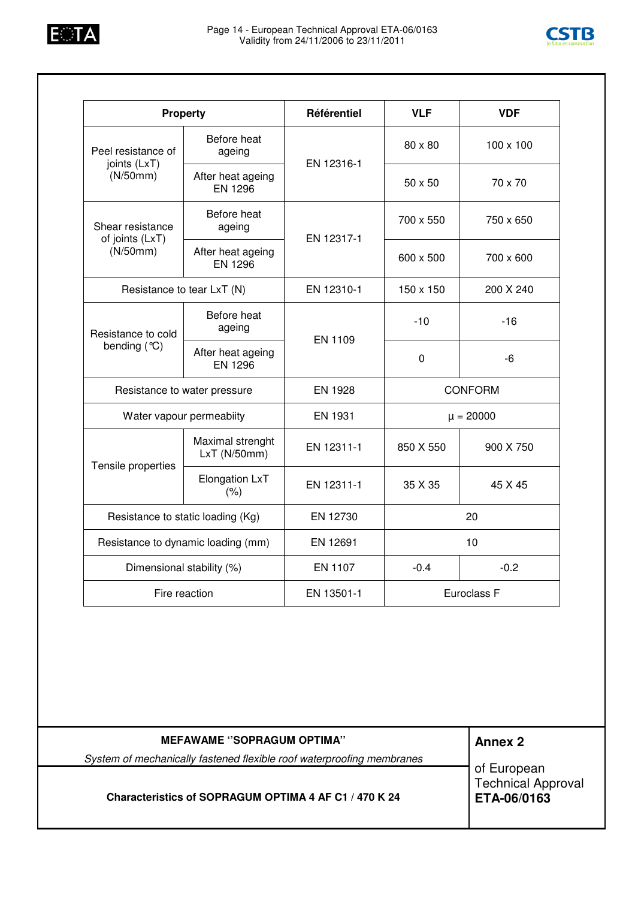| Property | | Référentiel | VLF | VDF |
|---|---|---|---|---|
| Peel resistance of joints (LxT) (N/50mm) | Before heat ageing | EN 12316-1 | 80 x 80 | 100 x 100 |
| | After heat ageing EN 1296 | | 50 x 50 | 70 x 70 |
| Shear resistance of joints (LxT) (N/50mm) | Before heat ageing | EN 12317-1 | 700 x 550 | 750 x 650 |
| | After heat ageing EN 1296 | | 600 x 500 | 700 x 600 |
| Resistance to tear LxT (N) | | EN 12310-1 | 150 x 150 | 200 X 240 |
| Resistance to cold bending (°C) | Before heat ageing | EN 1109 | -10 | -16 |
| | After heat ageing EN 1296 | | 0 | -6 |
| Resistance to water pressure | | EN 1928 | CONFORM | |
| Water vapour permeabiity | | EN 1931 | $\mu = 20000$ | |
| Tensile properties | Maximal strenght LxT (N/50mm) | EN 12311-1 | 850 X 550 | 900 X 750 |
| | Elongation LxT (%) | EN 12311-1 | 35 X 35 | 45 X 45 |
| Resistance to static loading (Kg) | | EN 12730 | 20 | |
| Resistance to dynamic loading (mm) | | EN 12691 | 10 | |
| Dimensional stability (%) | | EN 1107 | -0.4 | -0.2 |
| Fire reaction | | EN 13501-1 | Euroclass F | |

**MEFAWAME "SOPRAGUM OPTIMA"**

*System of mechanically fastened flexible roof waterproofing membranes*

**Characteristics of SOPRAGUM OPTIMA 4 AF C1 / 470 K 24**

**Annex 2**

of European Technical Approval **ETA-06/0163**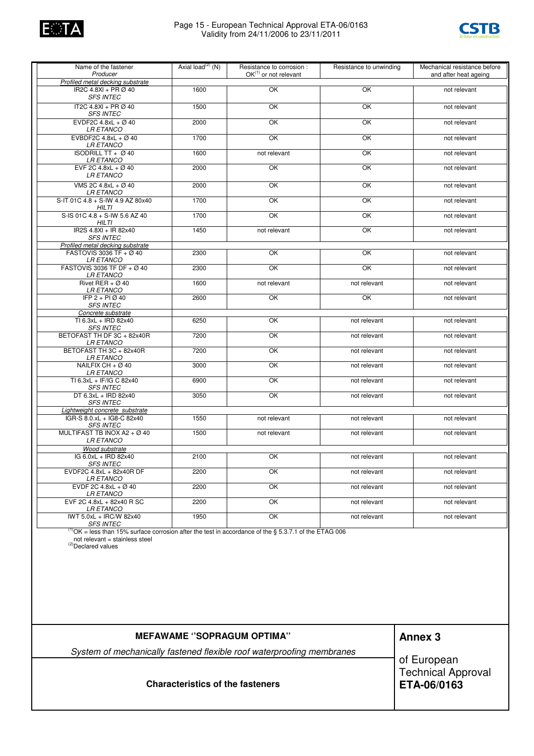| Name of the fastener *Producer* | Axial load(2) (N) | Resistance to corrosion : OK(1) or not relevant | Resistance to unwinding | Mechanical resistance before and after heat ageing |
|---|---|---|---|---|
| *Profiled metal decking substrate* | | | | |
| IR2C 4.8Xl + PR Ø 40 *SFS INTEC* | 1600 | OK | OK | not relevant |
| IT2C 4.8Xl + PR Ø 40 *SFS INTEC* | 1500 | OK | OK | not relevant |
| EVDF2C 4.8xL + Ø 40 *LR ETANCO* | 2000 | OK | OK | not relevant |
| EVBDF2C 4.8xL + Ø 40 *LR ETANCO* | 1700 | OK | OK | not relevant |
| ISODRILL TT + Ø 40 *LR ETANCO* | 1600 | not relevant | OK | not relevant |
| EVF 2C 4.8xL + Ø 40 *LR ETANCO* | 2000 | OK | OK | not relevant |
| VMS 2C 4.8xL + Ø 40 *LR ETANCO* | 2000 | OK | OK | not relevant |
| S-IT 01C 4.8 + S-IW 4.9 AZ 80x40 *HILTI* | 1700 | OK | OK | not relevant |
| S-IS 01C 4.8 + S-IW 5.6 AZ 40 *HILTI* | 1700 | OK | OK | not relevant |
| IR2S 4.8Xl + IR 82x40 *SFS INTEC* | 1450 | not relevant | OK | not relevant |
| *Profiled metal decking substrate* | | | | |
| FASTOVIS 3036 TF + Ø 40 *LR ETANCO* | 2300 | OK | OK | not relevant |
| FASTOVIS 3036 TF DF + Ø 40 *LR ETANCO* | 2300 | OK | OK | not relevant |
| Rivet RER + Ø 40 *LR ETANCO* | 1600 | not relevant | not relevant | not relevant |
| IFP 2 + PI Ø 40 *SFS INTEC* | 2600 | OK | OK | not relevant |
| *Concrete substrate* | | | | |
| TI 6.3xL + IRD 82x40 *SFS INTEC* | 6250 | OK | not relevant | not relevant |
| BETOFAST TH DF 3C + 82x40R *LR ETANCO* | 7200 | OK | not relevant | not relevant |
| BETOFAST TH 3C + 82x40R *LR ETANCO* | 7200 | OK | not relevant | not relevant |
| NAILFIX CH + Ø 40 *LR ETANCO* | 3000 | OK | not relevant | not relevant |
| TI 6.3xL + IF/IG C 82x40 *SFS INTEC* | 6900 | OK | not relevant | not relevant |
| DT 6.3xL + IRD 82x40 *SFS INTEC* | 3050 | OK | not relevant | not relevant |
| *Lightweight concrete substrate* | | | | |
| IGR-S 8.0.xL + IG8-C 82x40 *SFS INTEC* | 1550 | not relevant | not relevant | not relevant |
| MULTIFAST TB INOX A2 + Ø 40 *LR ETANCO* | 1500 | not relevant | not relevant | not relevant |
| *Wood substrate* | | | | |
| IG 6.0xL + IRD 82x40 *SFS INTEC* | 2100 | OK | not relevant | not relevant |
| EVDF2C 4.8xL + 82x40R DF *LR ETANCO* | 2200 | OK | not relevant | not relevant |
| EVDF 2C 4.8xL + Ø 40 *LR ETANCO* | 2200 | OK | not relevant | not relevant |
| EVF 2C 4.8xL + 82x40 R SC *LR ETANCO* | 2200 | OK | not relevant | not relevant |
| IWT 5.0xL + IRC/W 82x40 *SFS INTEC* | 1950 | OK | not relevant | not relevant |

(1) OK = less than 15% surface corrosion after the test in accordance with the § 5.3.7.1 of the ETAG 006
not relevant = stainless steel
(2) Declared values

**MEFAWAME "SOPRAGUM OPTIMA"**

*System of mechanically fastened flexible roof waterproofing membranes*

**Characteristics of the fasteners**

**Annex 3**

of European Technical Approval **ETA-06/0163**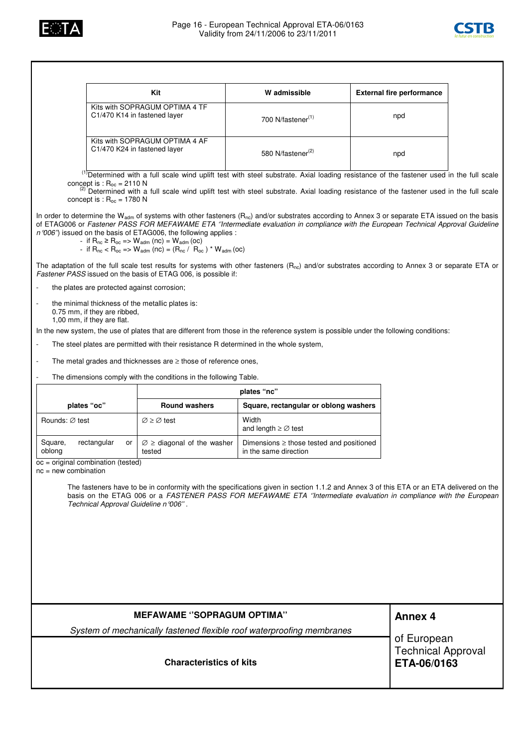| Kit | W admissible | External fire performance |
|---|---|---|
| Kits with SOPRAGUM OPTIMA 4 TF C1/470 K14 in fastened layer | 700 N/fastener[(1)] | npd |
| Kits with SOPRAGUM OPTIMA 4 AF C1/470 K24 in fastened layer | 580 N/fastener[(2)] | npd |

[(1)] Determined with a full scale wind uplift test with steel substrate. Axial loading resistance of the fastener used in the full scale concept is : $R_{oc}$ = 2110 N

[(2)] Determined with a full scale wind uplift test with steel substrate. Axial loading resistance of the fastener used in the full scale concept is : $R_{oc}$ = 1780 N

In order to determine the $W_{adm}$ of systems with other fasteners ($R_{nc}$) and/or substrates according to Annex 3 or separate ETA issued on the basis of ETAG006 or *Fastener PASS FOR MEFAWAME ETA ''Intermediate evaluation in compliance with the European Technical Approval Guideline n°006''*) issued on the basis of ETAG006, the following applies :

- if $R_{nc} \geq R_{oc} \Rightarrow W_{adm}\,(nc) = W_{adm}\,(oc)$
- if $R_{nc} < R_{oc} \Rightarrow W_{adm}\,(nc) = (R_{nc} / R_{oc}) * W_{adm}\,(oc)$

The adaptation of the full scale test results for systems with other fasteners ($R_{nc}$) and/or substrates according to Annex 3 or separate ETA or *Fastener PASS* issued on the basis of ETAG 006, is possible if:

- the plates are protected against corrosion;
- the minimal thickness of the metallic plates is:
  0.75 mm, if they are ribbed,
  1,00 mm, if they are flat.

In the new system, the use of plates that are different from those in the reference system is possible under the following conditions:

- The steel plates are permitted with their resistance R determined in the whole system,
- The metal grades and thicknesses are ≥ those of reference ones,
- The dimensions comply with the conditions in the following Table.

| plates "oc" | plates "nc" | |
|---|---|---|
| | Round washers | Square, rectangular or oblong washers |
| Rounds: ∅ test | ∅ ≥ ∅ test | Width and length ≥ ∅ test |
| Square, rectangular or oblong | ∅ ≥ diagonal of the washer tested | Dimensions ≥ those tested and positioned in the same direction |

oc = original combination (tested)
nc = new combination

The fasteners have to be in conformity with the specifications given in section 1.1.2 and Annex 3 of this ETA or an ETA delivered on the basis on the ETAG 006 or a *FASTENER PASS FOR MEFAWAME ETA ''Intermediate evaluation in compliance with the European Technical Approval Guideline n°006''* .

| MEFAWAME ''SOPRAGUM OPTIMA'' *System of mechanically fastened flexible roof waterproofing membranes* | **Annex 4** |
|---|---|
| **Characteristics of kits** | of European Technical Approval **ETA-06/0163** |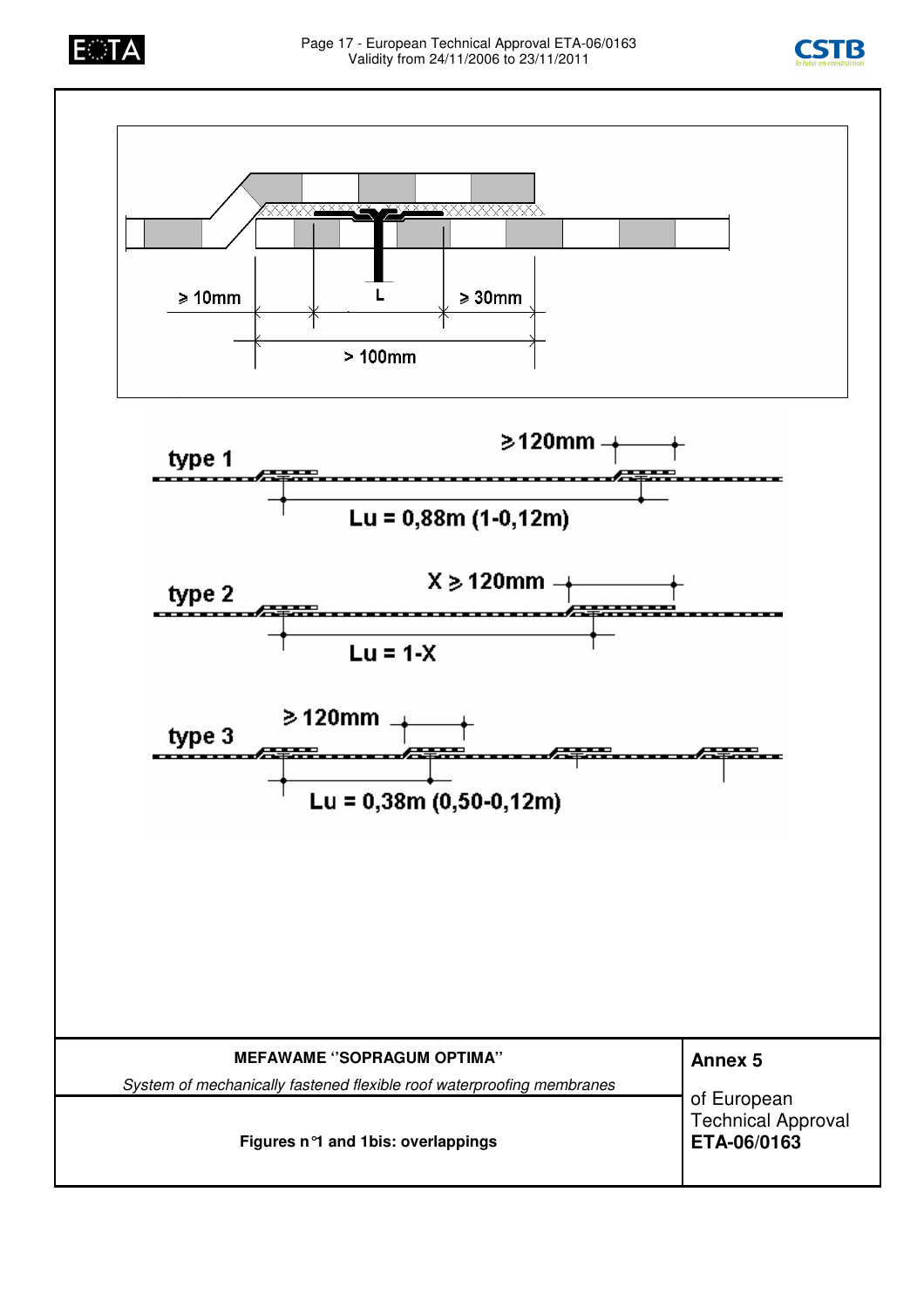≥ 10mm

L

≥ 30mm

> 100mm

type 1

≥120mm

Lu = 0,88m (1-0,12m)

type 2

X ≥ 120mm

Lu = 1-X

type 3

≥ 120mm

Lu = 0,38m (0,50-0,12m)

| MEFAWAME "SOPRAGUM OPTIMA" | Annex 5 |
|---|---|
| *System of mechanically fastened flexible roof waterproofing membranes* | of European Technical Approval **ETA-06/0163** |
| **Figures n°1 and 1bis: overlappings** | |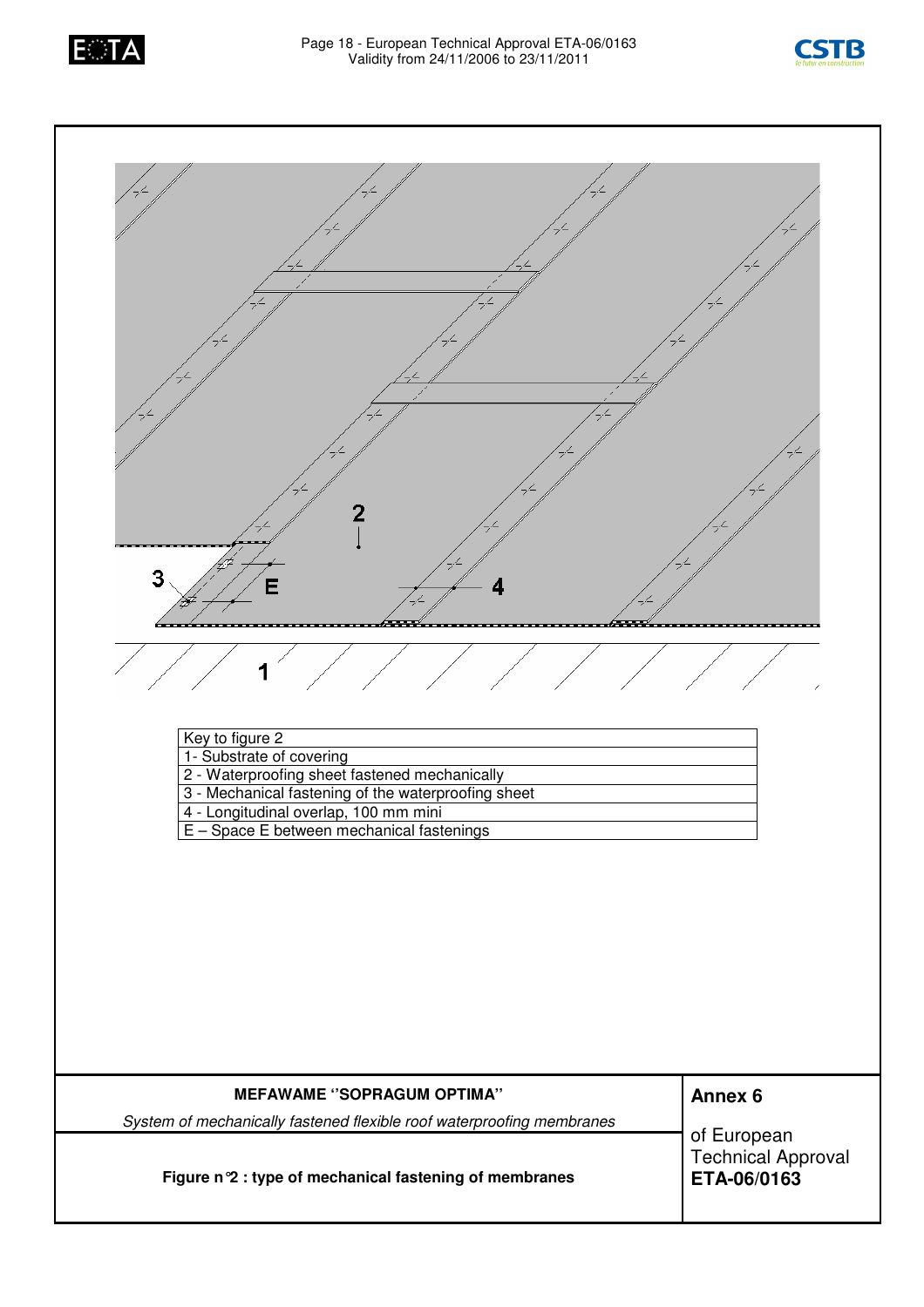| Key to figure 2 |
| --- |
| 1- Substrate of covering |
| 2 - Waterproofing sheet fastened mechanically |
| 3 - Mechanical fastening of the waterproofing sheet |
| 4 - Longitudinal overlap, 100 mm mini |
| E – Space E between mechanical fastenings |

| MEFAWAME ''SOPRAGUM OPTIMA'' | **Annex 6** |
| --- | --- |
| *System of mechanically fastened flexible roof waterproofing membranes* | of European Technical Approval **ETA-06/0163** |
| **Figure n°2 : type of mechanical fastening of membranes** | |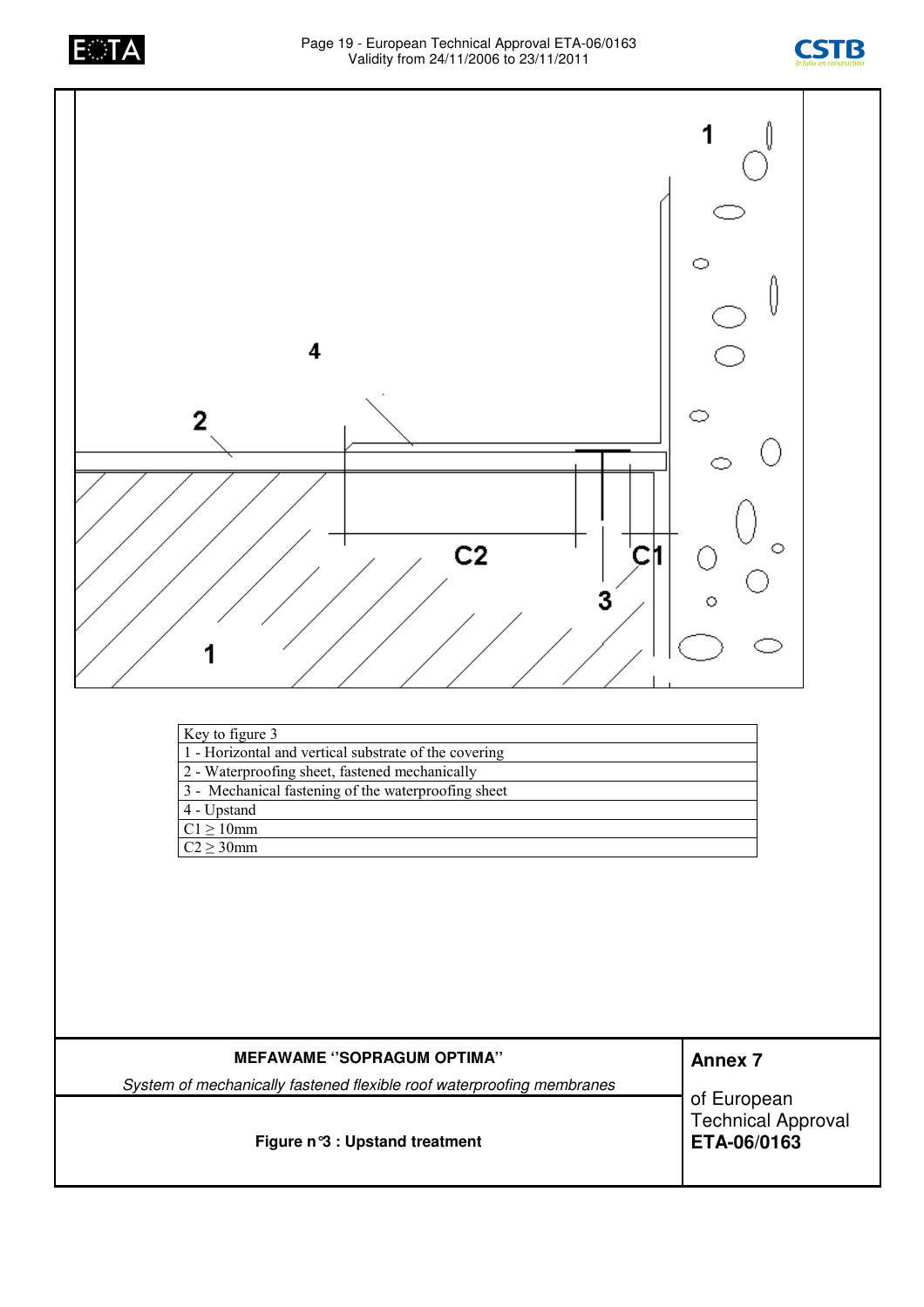| Key to figure 3 |
| --- |
| 1 - Horizontal and vertical substrate of the covering |
| 2 - Waterproofing sheet, fastened mechanically |
| 3 - Mechanical fastening of the waterproofing sheet |
| 4 - Upstand |
| C1 ≥ 10mm |
| C2 ≥ 30mm |

**MEFAWAME ''SOPRAGUM OPTIMA''**

*System of mechanically fastened flexible roof waterproofing membranes*

**Figure n°3 : Upstand treatment**

**Annex 7**

of European Technical Approval **ETA-06/0163**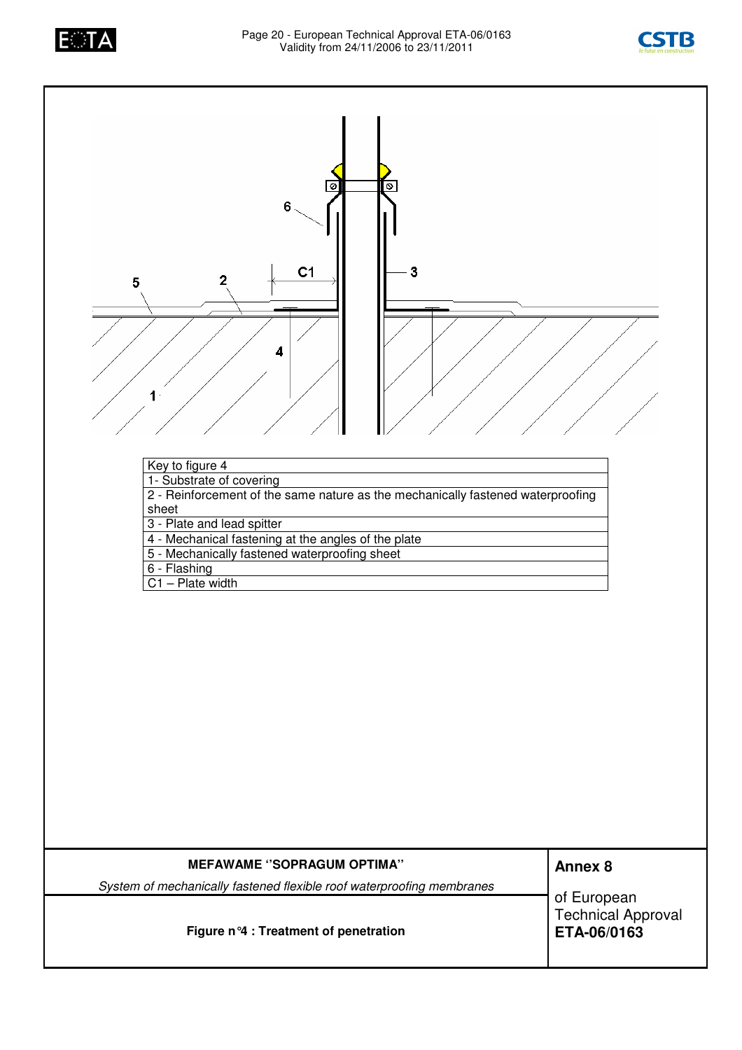| Key to figure 4 |
|---|
| 1- Substrate of covering |
| 2 - Reinforcement of the same nature as the mechanically fastened waterproofing sheet |
| 3 - Plate and lead spitter |
| 4 - Mechanical fastening at the angles of the plate |
| 5 - Mechanically fastened waterproofing sheet |
| 6 - Flashing |
| C1 – Plate width |

**MEFAWAME ''SOPRAGUM OPTIMA''**

*System of mechanically fastened flexible roof waterproofing membranes*

**Figure n°4 : Treatment of penetration**

**Annex 8**

of European Technical Approval **ETA-06/0163**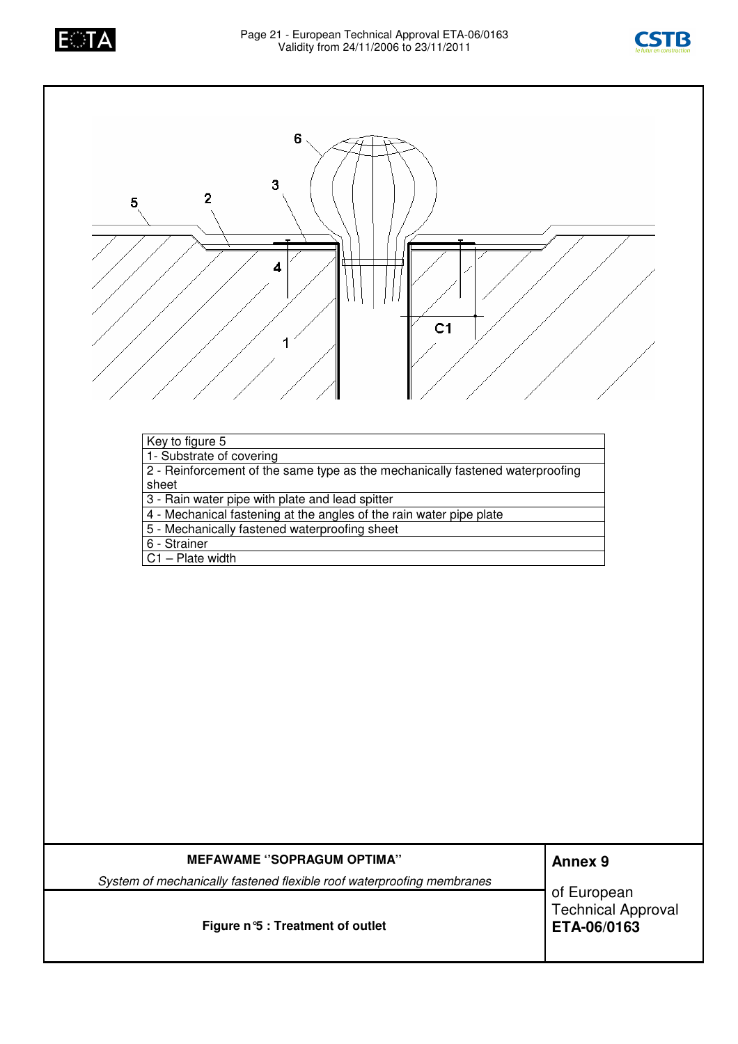| Key to figure 5 |
|---|
| 1- Substrate of covering |
| 2 - Reinforcement of the same type as the mechanically fastened waterproofing sheet |
| 3 - Rain water pipe with plate and lead spitter |
| 4 - Mechanical fastening at the angles of the rain water pipe plate |
| 5 - Mechanically fastened waterproofing sheet |
| 6 - Strainer |
| C1 – Plate width |

| **MEFAWAME "SOPRAGUM OPTIMA"**<br>*System of mechanically fastened flexible roof waterproofing membranes* | **Annex 9**<br>of European Technical Approval **ETA-06/0163** |
|---|---|
| **Figure n°5 : Treatment of outlet** | |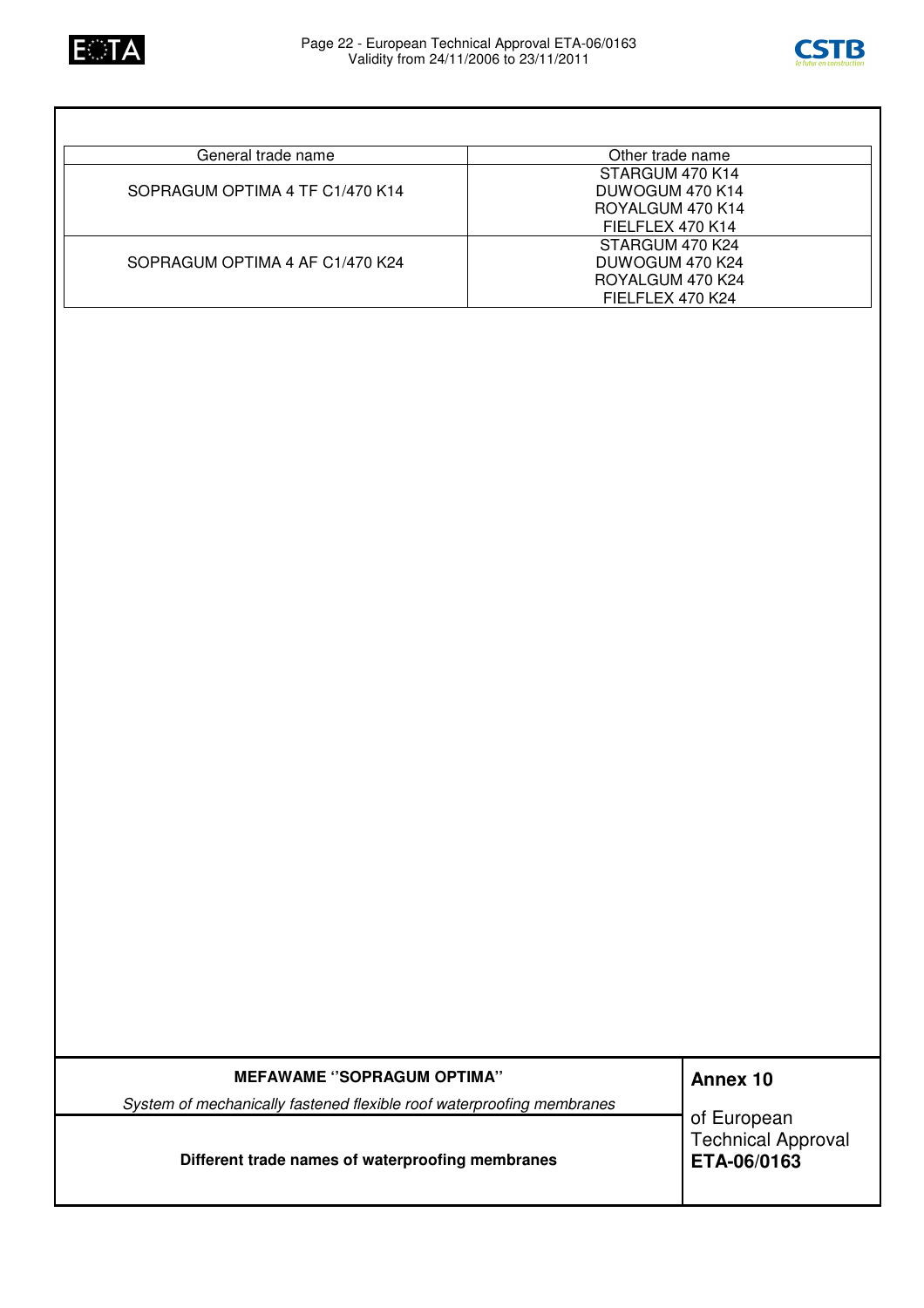| General trade name | Other trade name |
|---|---|
| SOPRAGUM OPTIMA 4 TF C1/470 K14 | STARGUM 470 K14<br>DUWOGUM 470 K14<br>ROYALGUM 470 K14<br>FIELFLEX 470 K14 |
| SOPRAGUM OPTIMA 4 AF C1/470 K24 | STARGUM 470 K24<br>DUWOGUM 470 K24<br>ROYALGUM 470 K24<br>FIELFLEX 470 K24 |

**MEFAWAME ''SOPRAGUM OPTIMA''**

*System of mechanically fastened flexible roof waterproofing membranes*

**Different trade names of waterproofing membranes**

**Annex 10**

of European Technical Approval **ETA-06/0163**